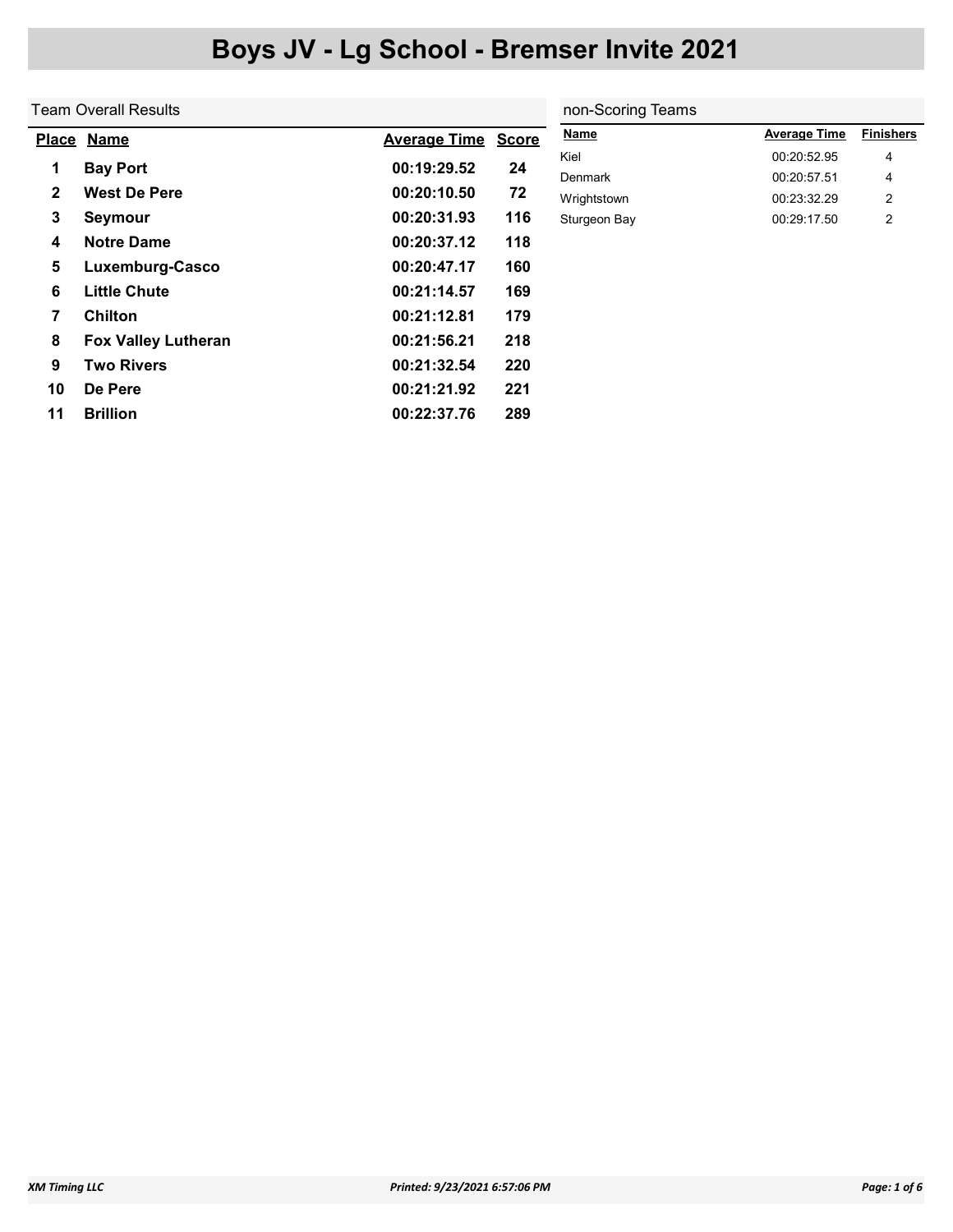# Boys JV - Lg School - Bremser Invite 2021

## Team Overall Results

| Place | Name | Average Time | Score |
|---|---|---|---|
| 1 | **Bay Port** | 00:19:29.52 | 24 |
| 2 | **West De Pere** | 00:20:10.50 | 72 |
| 3 | **Seymour** | 00:20:31.93 | 116 |
| 4 | **Notre Dame** | 00:20:37.12 | 118 |
| 5 | **Luxemburg-Casco** | 00:20:47.17 | 160 |
| 6 | **Little Chute** | 00:21:14.57 | 169 |
| 7 | **Chilton** | 00:21:12.81 | 179 |
| 8 | **Fox Valley Lutheran** | 00:21:56.21 | 218 |
| 9 | **Two Rivers** | 00:21:32.54 | 220 |
| 10 | **De Pere** | 00:21:21.92 | 221 |
| 11 | **Brillion** | 00:22:37.76 | 289 |

## non-Scoring Teams

| Name | Average Time | Finishers |
|---|---|---|
| Kiel | 00:20:52.95 | 4 |
| Denmark | 00:20:57.51 | 4 |
| Wrightstown | 00:23:32.29 | 2 |
| Sturgeon Bay | 00:29:17.50 | 2 |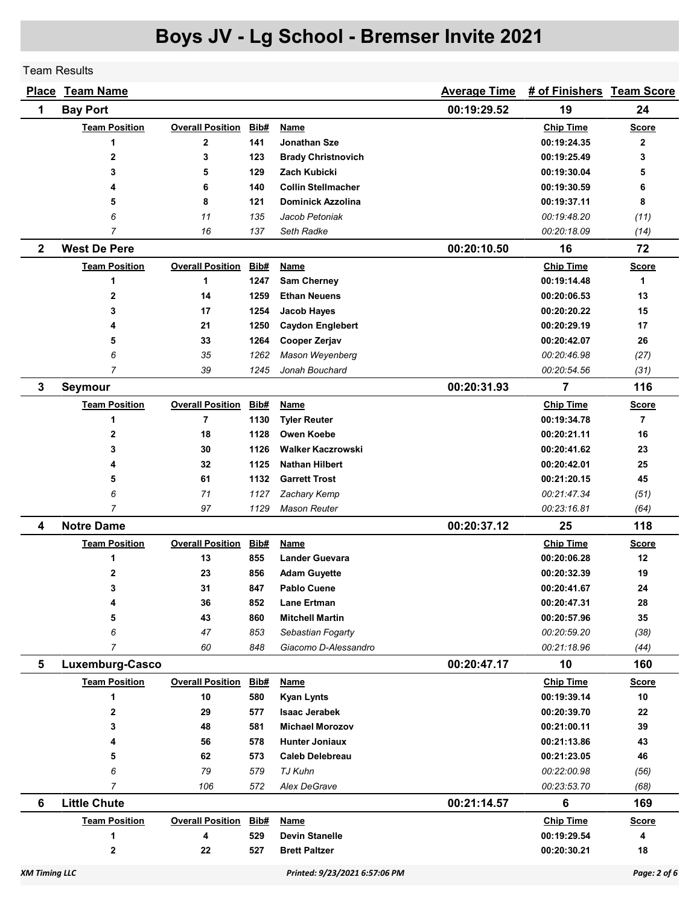# Boys JV - Lg School - Bremser Invite 2021

Team Results

| Place | Team Name | Average Time | # of Finishers | Team Score |
|---|---|---|---|---|
| 1 | Bay Port | 00:19:29.52 | 19 | 24 |

| Team Position | Overall Position | Bib# | Name | Chip Time | Score |
|---|---|---|---|---|---|
| **1** | **2** | **141** | **Jonathan Sze** | **00:19:24.35** | **2** |
| **2** | **3** | **123** | **Brady Christnovich** | **00:19:25.49** | **3** |
| **3** | **5** | **129** | **Zach Kubicki** | **00:19:30.04** | **5** |
| **4** | **6** | **140** | **Collin Stellmacher** | **00:19:30.59** | **6** |
| **5** | **8** | **121** | **Dominick Azzolina** | **00:19:37.11** | **8** |
| *6* | *11* | *135* | *Jacob Petoniak* | *00:19:48.20* | *(11)* |
| *7* | *16* | *137* | *Seth Radke* | *00:20:18.09* | *(14)* |

| Place | Team Name | Average Time | # of Finishers | Team Score |
|---|---|---|---|---|
| 2 | West De Pere | 00:20:10.50 | 16 | 72 |

| Team Position | Overall Position | Bib# | Name | Chip Time | Score |
|---|---|---|---|---|---|
| **1** | **1** | **1247** | **Sam Cherney** | **00:19:14.48** | **1** |
| **2** | **14** | **1259** | **Ethan Neuens** | **00:20:06.53** | **13** |
| **3** | **17** | **1254** | **Jacob Hayes** | **00:20:20.22** | **15** |
| **4** | **21** | **1250** | **Caydon Englebert** | **00:20:29.19** | **17** |
| **5** | **33** | **1264** | **Cooper Zerjav** | **00:20:42.07** | **26** |
| *6* | *35* | *1262* | *Mason Weyenberg* | *00:20:46.98* | *(27)* |
| *7* | *39* | *1245* | *Jonah Bouchard* | *00:20:54.56* | *(31)* |

| Place | Team Name | Average Time | # of Finishers | Team Score |
|---|---|---|---|---|
| 3 | Seymour | 00:20:31.93 | 7 | 116 |

| Team Position | Overall Position | Bib# | Name | Chip Time | Score |
|---|---|---|---|---|---|
| **1** | **7** | **1130** | **Tyler Reuter** | **00:19:34.78** | **7** |
| **2** | **18** | **1128** | **Owen Koebe** | **00:20:21.11** | **16** |
| **3** | **30** | **1126** | **Walker Kaczrowski** | **00:20:41.62** | **23** |
| **4** | **32** | **1125** | **Nathan Hilbert** | **00:20:42.01** | **25** |
| **5** | **61** | **1132** | **Garrett Trost** | **00:21:20.15** | **45** |
| *6* | *71* | *1127* | *Zachary Kemp* | *00:21:47.34* | *(51)* |
| *7* | *97* | *1129* | *Mason Reuter* | *00:23:16.81* | *(64)* |

| Place | Team Name | Average Time | # of Finishers | Team Score |
|---|---|---|---|---|
| 4 | Notre Dame | 00:20:37.12 | 25 | 118 |

| Team Position | Overall Position | Bib# | Name | Chip Time | Score |
|---|---|---|---|---|---|
| **1** | **13** | **855** | **Lander Guevara** | **00:20:06.28** | **12** |
| **2** | **23** | **856** | **Adam Guyette** | **00:20:32.39** | **19** |
| **3** | **31** | **847** | **Pablo Cuene** | **00:20:41.67** | **24** |
| **4** | **36** | **852** | **Lane Ertman** | **00:20:47.31** | **28** |
| **5** | **43** | **860** | **Mitchell Martin** | **00:20:57.96** | **35** |
| *6* | *47* | *853* | *Sebastian Fogarty* | *00:20:59.20* | *(38)* |
| *7* | *60* | *848* | *Giacomo D-Alessandro* | *00:21:18.96* | *(44)* |

| Place | Team Name | Average Time | # of Finishers | Team Score |
|---|---|---|---|---|
| 5 | Luxemburg-Casco | 00:20:47.17 | 10 | 160 |

| Team Position | Overall Position | Bib# | Name | Chip Time | Score |
|---|---|---|---|---|---|
| **1** | **10** | **580** | **Kyan Lynts** | **00:19:39.14** | **10** |
| **2** | **29** | **577** | **Isaac Jerabek** | **00:20:39.70** | **22** |
| **3** | **48** | **581** | **Michael Morozov** | **00:21:00.11** | **39** |
| **4** | **56** | **578** | **Hunter Joniaux** | **00:21:13.86** | **43** |
| **5** | **62** | **573** | **Caleb Delebreau** | **00:21:23.05** | **46** |
| *6* | *79* | *579* | *TJ Kuhn* | *00:22:00.98* | *(56)* |
| *7* | *106* | *572* | *Alex DeGrave* | *00:23:53.70* | *(68)* |

| Place | Team Name | Average Time | # of Finishers | Team Score |
|---|---|---|---|---|
| 6 | Little Chute | 00:21:14.57 | 6 | 169 |

| Team Position | Overall Position | Bib# | Name | Chip Time | Score |
|---|---|---|---|---|---|
| **1** | **4** | **529** | **Devin Stanelle** | **00:19:29.54** | **4** |
| **2** | **22** | **527** | **Brett Paltzer** | **00:20:30.21** | **18** |

*XM Timing LLC* — *Printed: 9/23/2021 6:57:06 PM*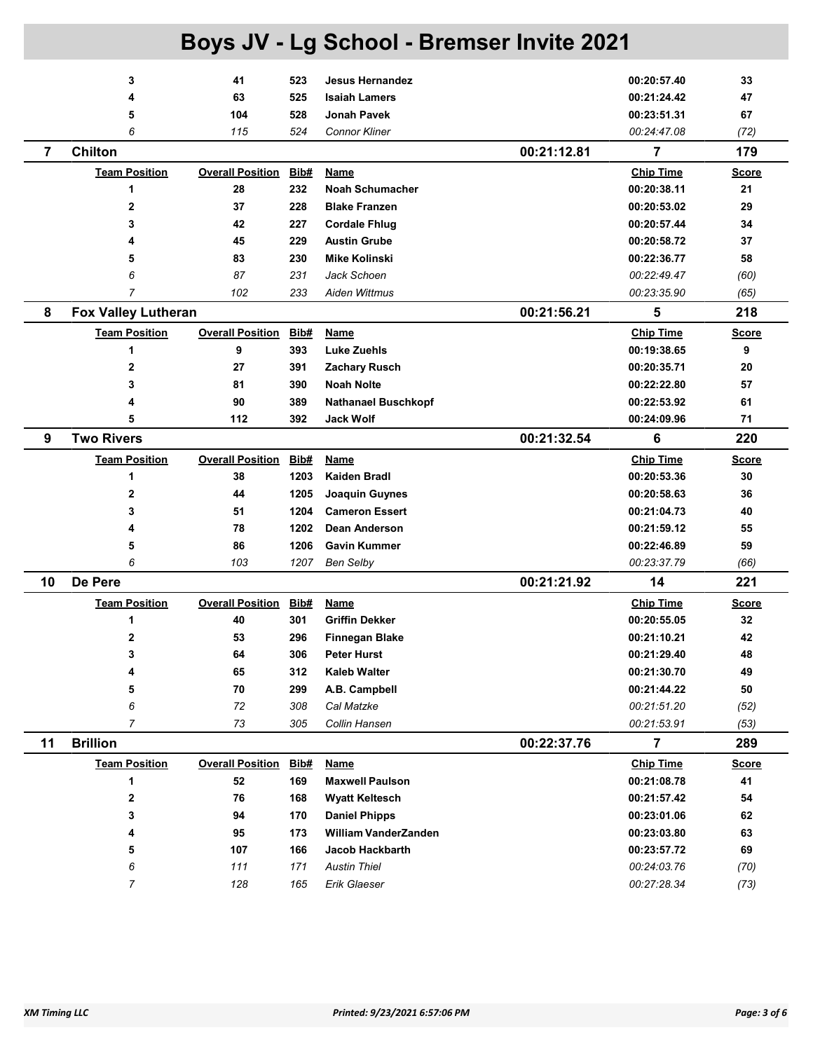# Boys JV - Lg School - Bremser Invite 2021

| | Team Position | Overall Position | Bib# | Name | | Chip Time | Score |
|---|---|---|---|---|---|---|---|
| | 3 | 41 | 523 | **Jesus Hernandez** | | 00:20:57.40 | 33 |
| | 4 | 63 | 525 | **Isaiah Lamers** | | 00:21:24.42 | 47 |
| | 5 | 104 | 528 | **Jonah Pavek** | | 00:23:51.31 | 67 |
| | *6* | *115* | *524* | *Connor Kliner* | | *00:24:47.08* | *(72)* |
| **7** | **Chilton** | | | | **00:21:12.81** | **7** | **179** |
| | **Team Position** | **Overall Position** | **Bib#** | **Name** | | **Chip Time** | **Score** |
| | 1 | 28 | 232 | **Noah Schumacher** | | 00:20:38.11 | 21 |
| | 2 | 37 | 228 | **Blake Franzen** | | 00:20:53.02 | 29 |
| | 3 | 42 | 227 | **Cordale Fhlug** | | 00:20:57.44 | 34 |
| | 4 | 45 | 229 | **Austin Grube** | | 00:20:58.72 | 37 |
| | 5 | 83 | 230 | **Mike Kolinski** | | 00:22:36.77 | 58 |
| | *6* | *87* | *231* | *Jack Schoen* | | *00:22:49.47* | *(60)* |
| | *7* | *102* | *233* | *Aiden Wittmus* | | *00:23:35.90* | *(65)* |
| **8** | **Fox Valley Lutheran** | | | | **00:21:56.21** | **5** | **218** |
| | **Team Position** | **Overall Position** | **Bib#** | **Name** | | **Chip Time** | **Score** |
| | 1 | 9 | 393 | **Luke Zuehls** | | 00:19:38.65 | 9 |
| | 2 | 27 | 391 | **Zachary Rusch** | | 00:20:35.71 | 20 |
| | 3 | 81 | 390 | **Noah Nolte** | | 00:22:22.80 | 57 |
| | 4 | 90 | 389 | **Nathanael Buschkopf** | | 00:22:53.92 | 61 |
| | 5 | 112 | 392 | **Jack Wolf** | | 00:24:09.96 | 71 |
| **9** | **Two Rivers** | | | | **00:21:32.54** | **6** | **220** |
| | **Team Position** | **Overall Position** | **Bib#** | **Name** | | **Chip Time** | **Score** |
| | 1 | 38 | 1203 | **Kaiden Bradl** | | 00:20:53.36 | 30 |
| | 2 | 44 | 1205 | **Joaquin Guynes** | | 00:20:58.63 | 36 |
| | 3 | 51 | 1204 | **Cameron Essert** | | 00:21:04.73 | 40 |
| | 4 | 78 | 1202 | **Dean Anderson** | | 00:21:59.12 | 55 |
| | 5 | 86 | 1206 | **Gavin Kummer** | | 00:22:46.89 | 59 |
| | *6* | *103* | *1207* | *Ben Selby* | | *00:23:37.79* | *(66)* |
| **10** | **De Pere** | | | | **00:21:21.92** | **14** | **221** |
| | **Team Position** | **Overall Position** | **Bib#** | **Name** | | **Chip Time** | **Score** |
| | 1 | 40 | 301 | **Griffin Dekker** | | 00:20:55.05 | 32 |
| | 2 | 53 | 296 | **Finnegan Blake** | | 00:21:10.21 | 42 |
| | 3 | 64 | 306 | **Peter Hurst** | | 00:21:29.40 | 48 |
| | 4 | 65 | 312 | **Kaleb Walter** | | 00:21:30.70 | 49 |
| | 5 | 70 | 299 | **A.B. Campbell** | | 00:21:44.22 | 50 |
| | *6* | *72* | *308* | *Cal Matzke* | | *00:21:51.20* | *(52)* |
| | *7* | *73* | *305* | *Collin Hansen* | | *00:21:53.91* | *(53)* |
| **11** | **Brillion** | | | | **00:22:37.76** | **7** | **289** |
| | **Team Position** | **Overall Position** | **Bib#** | **Name** | | **Chip Time** | **Score** |
| | 1 | 52 | 169 | **Maxwell Paulson** | | 00:21:08.78 | 41 |
| | 2 | 76 | 168 | **Wyatt Keltesch** | | 00:21:57.42 | 54 |
| | 3 | 94 | 170 | **Daniel Phipps** | | 00:23:01.06 | 62 |
| | 4 | 95 | 173 | **William VanderZanden** | | 00:23:03.80 | 63 |
| | 5 | 107 | 166 | **Jacob Hackbarth** | | 00:23:57.72 | 69 |
| | *6* | *111* | *171* | *Austin Thiel* | | *00:24:03.76* | *(70)* |
| | *7* | *128* | *165* | *Erik Glaeser* | | *00:27:28.34* | *(73)* |

*XM Timing LLC* *Printed: 9/23/2021 6:57:06 PM*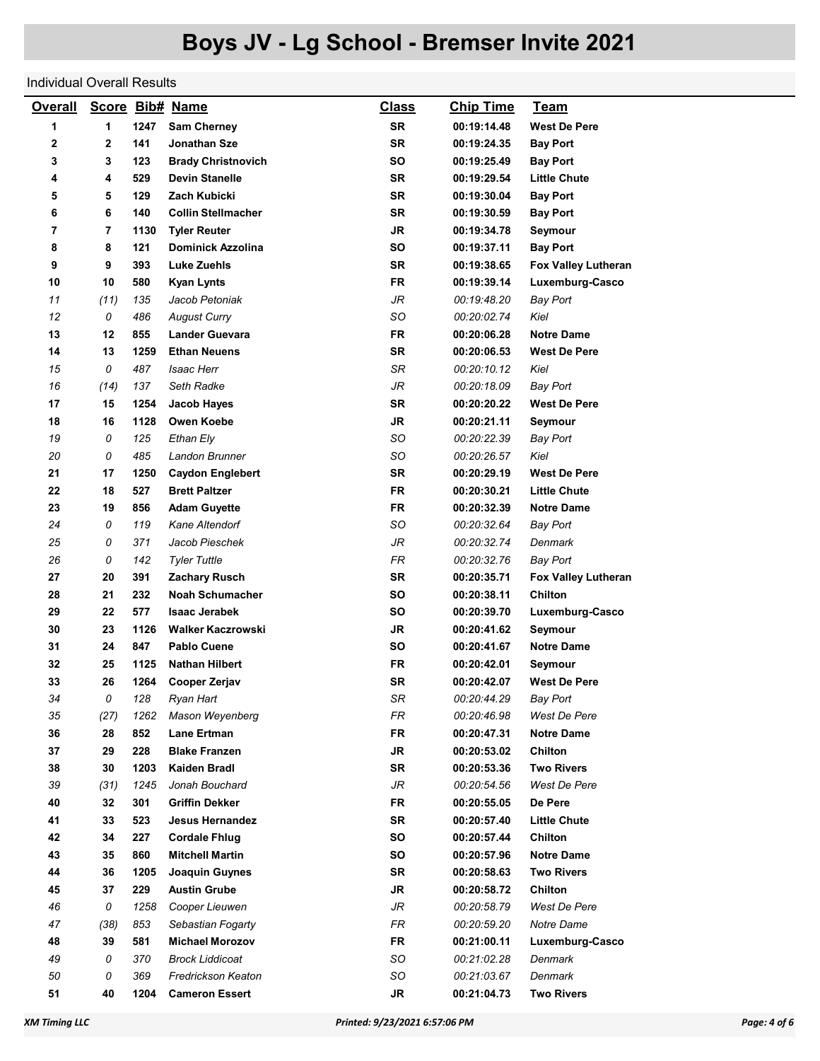# Boys JV - Lg School - Bremser Invite 2021

Individual Overall Results

| Overall | Score | Bib# | Name | Class | Chip Time | Team |
|---|---|---|---|---|---|---|
| **1** | **1** | **1247** | **Sam Cherney** | **SR** | **00:19:14.48** | **West De Pere** |
| **2** | **2** | **141** | **Jonathan Sze** | **SR** | **00:19:24.35** | **Bay Port** |
| **3** | **3** | **123** | **Brady Christnovich** | **SO** | **00:19:25.49** | **Bay Port** |
| **4** | **4** | **529** | **Devin Stanelle** | **SR** | **00:19:29.54** | **Little Chute** |
| **5** | **5** | **129** | **Zach Kubicki** | **SR** | **00:19:30.04** | **Bay Port** |
| **6** | **6** | **140** | **Collin Stellmacher** | **SR** | **00:19:30.59** | **Bay Port** |
| **7** | **7** | **1130** | **Tyler Reuter** | **JR** | **00:19:34.78** | **Seymour** |
| **8** | **8** | **121** | **Dominick Azzolina** | **SO** | **00:19:37.11** | **Bay Port** |
| **9** | **9** | **393** | **Luke Zuehls** | **SR** | **00:19:38.65** | **Fox Valley Lutheran** |
| **10** | **10** | **580** | **Kyan Lynts** | **FR** | **00:19:39.14** | **Luxemburg-Casco** |
| *11* | *(11)* | *135* | *Jacob Petoniak* | *JR* | *00:19:48.20* | *Bay Port* |
| *12* | *0* | *486* | *August Curry* | *SO* | *00:20:02.74* | *Kiel* |
| **13** | **12** | **855** | **Lander Guevara** | **FR** | **00:20:06.28** | **Notre Dame** |
| **14** | **13** | **1259** | **Ethan Neuens** | **SR** | **00:20:06.53** | **West De Pere** |
| *15* | *0* | *487* | *Isaac Herr* | *SR* | *00:20:10.12* | *Kiel* |
| *16* | *(14)* | *137* | *Seth Radke* | *JR* | *00:20:18.09* | *Bay Port* |
| **17** | **15** | **1254** | **Jacob Hayes** | **SR** | **00:20:20.22** | **West De Pere** |
| **18** | **16** | **1128** | **Owen Koebe** | **JR** | **00:20:21.11** | **Seymour** |
| *19* | *0* | *125* | *Ethan Ely* | *SO* | *00:20:22.39* | *Bay Port* |
| *20* | *0* | *485* | *Landon Brunner* | *SO* | *00:20:26.57* | *Kiel* |
| **21** | **17** | **1250** | **Caydon Englebert** | **SR** | **00:20:29.19** | **West De Pere** |
| **22** | **18** | **527** | **Brett Paltzer** | **FR** | **00:20:30.21** | **Little Chute** |
| **23** | **19** | **856** | **Adam Guyette** | **FR** | **00:20:32.39** | **Notre Dame** |
| *24* | *0* | *119* | *Kane Altendorf* | *SO* | *00:20:32.64* | *Bay Port* |
| *25* | *0* | *371* | *Jacob Pieschek* | *JR* | *00:20:32.74* | *Denmark* |
| *26* | *0* | *142* | *Tyler Tuttle* | *FR* | *00:20:32.76* | *Bay Port* |
| **27** | **20** | **391** | **Zachary Rusch** | **SR** | **00:20:35.71** | **Fox Valley Lutheran** |
| **28** | **21** | **232** | **Noah Schumacher** | **SO** | **00:20:38.11** | **Chilton** |
| **29** | **22** | **577** | **Isaac Jerabek** | **SO** | **00:20:39.70** | **Luxemburg-Casco** |
| **30** | **23** | **1126** | **Walker Kaczrowski** | **JR** | **00:20:41.62** | **Seymour** |
| **31** | **24** | **847** | **Pablo Cuene** | **SO** | **00:20:41.67** | **Notre Dame** |
| **32** | **25** | **1125** | **Nathan Hilbert** | **FR** | **00:20:42.01** | **Seymour** |
| **33** | **26** | **1264** | **Cooper Zerjav** | **SR** | **00:20:42.07** | **West De Pere** |
| *34* | *0* | *128* | *Ryan Hart* | *SR* | *00:20:44.29* | *Bay Port* |
| *35* | *(27)* | *1262* | *Mason Weyenberg* | *FR* | *00:20:46.98* | *West De Pere* |
| **36** | **28** | **852** | **Lane Ertman** | **FR** | **00:20:47.31** | **Notre Dame** |
| **37** | **29** | **228** | **Blake Franzen** | **JR** | **00:20:53.02** | **Chilton** |
| **38** | **30** | **1203** | **Kaiden Bradl** | **SR** | **00:20:53.36** | **Two Rivers** |
| *39* | *(31)* | *1245* | *Jonah Bouchard* | *JR* | *00:20:54.56* | *West De Pere* |
| **40** | **32** | **301** | **Griffin Dekker** | **FR** | **00:20:55.05** | **De Pere** |
| **41** | **33** | **523** | **Jesus Hernandez** | **SR** | **00:20:57.40** | **Little Chute** |
| **42** | **34** | **227** | **Cordale Fhlug** | **SO** | **00:20:57.44** | **Chilton** |
| **43** | **35** | **860** | **Mitchell Martin** | **SO** | **00:20:57.96** | **Notre Dame** |
| **44** | **36** | **1205** | **Joaquin Guynes** | **SR** | **00:20:58.63** | **Two Rivers** |
| **45** | **37** | **229** | **Austin Grube** | **JR** | **00:20:58.72** | **Chilton** |
| *46* | *0* | *1258* | *Cooper Lieuwen* | *JR* | *00:20:58.79* | *West De Pere* |
| *47* | *(38)* | *853* | *Sebastian Fogarty* | *FR* | *00:20:59.20* | *Notre Dame* |
| **48** | **39** | **581** | **Michael Morozov** | **FR** | **00:21:00.11** | **Luxemburg-Casco** |
| *49* | *0* | *370* | *Brock Liddicoat* | *SO* | *00:21:02.28* | *Denmark* |
| *50* | *0* | *369* | *Fredrickson Keaton* | *SO* | *00:21:03.67* | *Denmark* |
| **51** | **40** | **1204** | **Cameron Essert** | **JR** | **00:21:04.73** | **Two Rivers** |

XM Timing LLC — Printed: 9/23/2021 6:57:06 PM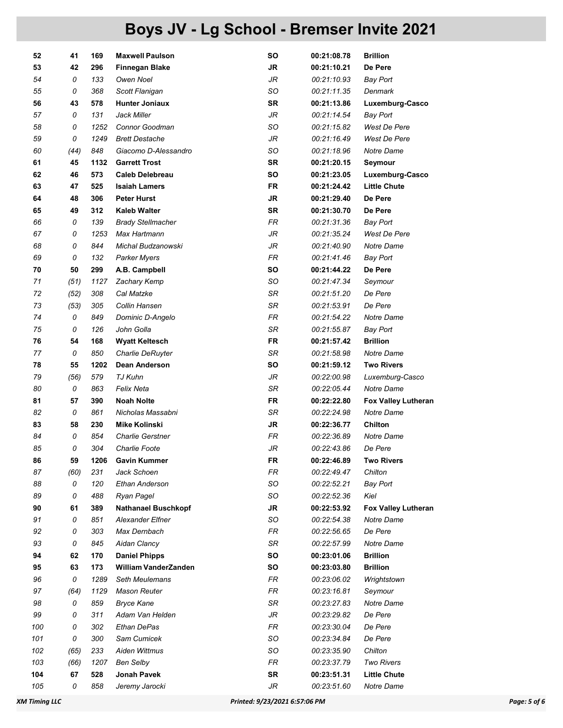# Boys JV - Lg School - Bremser Invite 2021

| | | | | | | |
|---|---|---|---|---|---|---|
| **52** | **41** | **169** | **Maxwell Paulson** | **SO** | **00:21:08.78** | **Brillion** |
| **53** | **42** | **296** | **Finnegan Blake** | **JR** | **00:21:10.21** | **De Pere** |
| *54* | *0* | *133* | *Owen Noel* | *JR* | *00:21:10.93* | *Bay Port* |
| *55* | *0* | *368* | *Scott Flanigan* | *SO* | *00:21:11.35* | *Denmark* |
| **56** | **43** | **578** | **Hunter Joniaux** | **SR** | **00:21:13.86** | **Luxemburg-Casco** |
| *57* | *0* | *131* | *Jack Miller* | *JR* | *00:21:14.54* | *Bay Port* |
| *58* | *0* | *1252* | *Connor Goodman* | *SO* | *00:21:15.82* | *West De Pere* |
| *59* | *0* | *1249* | *Brett Destache* | *JR* | *00:21:16.49* | *West De Pere* |
| *60* | *(44)* | *848* | *Giacomo D-Alessandro* | *SO* | *00:21:18.96* | *Notre Dame* |
| **61** | **45** | **1132** | **Garrett Trost** | **SR** | **00:21:20.15** | **Seymour** |
| **62** | **46** | **573** | **Caleb Delebreau** | **SO** | **00:21:23.05** | **Luxemburg-Casco** |
| **63** | **47** | **525** | **Isaiah Lamers** | **FR** | **00:21:24.42** | **Little Chute** |
| **64** | **48** | **306** | **Peter Hurst** | **JR** | **00:21:29.40** | **De Pere** |
| **65** | **49** | **312** | **Kaleb Walter** | **SR** | **00:21:30.70** | **De Pere** |
| *66* | *0* | *139* | *Brady Stellmacher* | *FR* | *00:21:31.36* | *Bay Port* |
| *67* | *0* | *1253* | *Max Hartmann* | *JR* | *00:21:35.24* | *West De Pere* |
| *68* | *0* | *844* | *Michal Budzanowski* | *JR* | *00:21:40.90* | *Notre Dame* |
| *69* | *0* | *132* | *Parker Myers* | *FR* | *00:21:41.46* | *Bay Port* |
| **70** | **50** | **299** | **A.B. Campbell** | **SO** | **00:21:44.22** | **De Pere** |
| *71* | *(51)* | *1127* | *Zachary Kemp* | *SO* | *00:21:47.34* | *Seymour* |
| *72* | *(52)* | *308* | *Cal Matzke* | *SR* | *00:21:51.20* | *De Pere* |
| *73* | *(53)* | *305* | *Collin Hansen* | *SR* | *00:21:53.91* | *De Pere* |
| *74* | *0* | *849* | *Dominic D-Angelo* | *FR* | *00:21:54.22* | *Notre Dame* |
| *75* | *0* | *126* | *John Golla* | *SR* | *00:21:55.87* | *Bay Port* |
| **76** | **54** | **168** | **Wyatt Keltesch** | **FR** | **00:21:57.42** | **Brillion** |
| *77* | *0* | *850* | *Charlie DeRuyter* | *SR* | *00:21:58.98* | *Notre Dame* |
| **78** | **55** | **1202** | **Dean Anderson** | **SO** | **00:21:59.12** | **Two Rivers** |
| *79* | *(56)* | *579* | *TJ Kuhn* | *JR* | *00:22:00.98* | *Luxemburg-Casco* |
| *80* | *0* | *863* | *Felix Neta* | *SR* | *00:22:05.44* | *Notre Dame* |
| **81** | **57** | **390** | **Noah Nolte** | **FR** | **00:22:22.80** | **Fox Valley Lutheran** |
| *82* | *0* | *861* | *Nicholas Massabni* | *SR* | *00:22:24.98* | *Notre Dame* |
| **83** | **58** | **230** | **Mike Kolinski** | **JR** | **00:22:36.77** | **Chilton** |
| *84* | *0* | *854* | *Charlie Gerstner* | *FR* | *00:22:36.89* | *Notre Dame* |
| *85* | *0* | *304* | *Charlie Foote* | *JR* | *00:22:43.86* | *De Pere* |
| **86** | **59** | **1206** | **Gavin Kummer** | **FR** | **00:22:46.89** | **Two Rivers** |
| *87* | *(60)* | *231* | *Jack Schoen* | *FR* | *00:22:49.47* | *Chilton* |
| *88* | *0* | *120* | *Ethan Anderson* | *SO* | *00:22:52.21* | *Bay Port* |
| *89* | *0* | *488* | *Ryan Pagel* | *SO* | *00:22:52.36* | *Kiel* |
| **90** | **61** | **389** | **Nathanael Buschkopf** | **JR** | **00:22:53.92** | **Fox Valley Lutheran** |
| *91* | *0* | *851* | *Alexander Elfner* | *SO* | *00:22:54.38* | *Notre Dame* |
| *92* | *0* | *303* | *Max Dernbach* | *FR* | *00:22:56.65* | *De Pere* |
| *93* | *0* | *845* | *Aidan Clancy* | *SR* | *00:22:57.99* | *Notre Dame* |
| **94** | **62** | **170** | **Daniel Phipps** | **SO** | **00:23:01.06** | **Brillion** |
| **95** | **63** | **173** | **William VanderZanden** | **SO** | **00:23:03.80** | **Brillion** |
| *96* | *0* | *1289* | *Seth Meulemans* | *FR* | *00:23:06.02* | *Wrightstown* |
| *97* | *(64)* | *1129* | *Mason Reuter* | *FR* | *00:23:16.81* | *Seymour* |
| *98* | *0* | *859* | *Bryce Kane* | *SR* | *00:23:27.83* | *Notre Dame* |
| *99* | *0* | *311* | *Adam Van Helden* | *JR* | *00:23:29.82* | *De Pere* |
| *100* | *0* | *302* | *Ethan DePas* | *FR* | *00:23:30.04* | *De Pere* |
| *101* | *0* | *300* | *Sam Cumicek* | *SO* | *00:23:34.84* | *De Pere* |
| *102* | *(65)* | *233* | *Aiden Wittmus* | *SO* | *00:23:35.90* | *Chilton* |
| *103* | *(66)* | *1207* | *Ben Selby* | *FR* | *00:23:37.79* | *Two Rivers* |
| **104** | **67** | **528** | **Jonah Pavek** | **SR** | **00:23:51.31** | **Little Chute** |
| *105* | *0* | *858* | *Jeremy Jarocki* | *JR* | *00:23:51.60* | *Notre Dame* |

XM Timing LLC — Printed: 9/23/2021 6:57:06 PM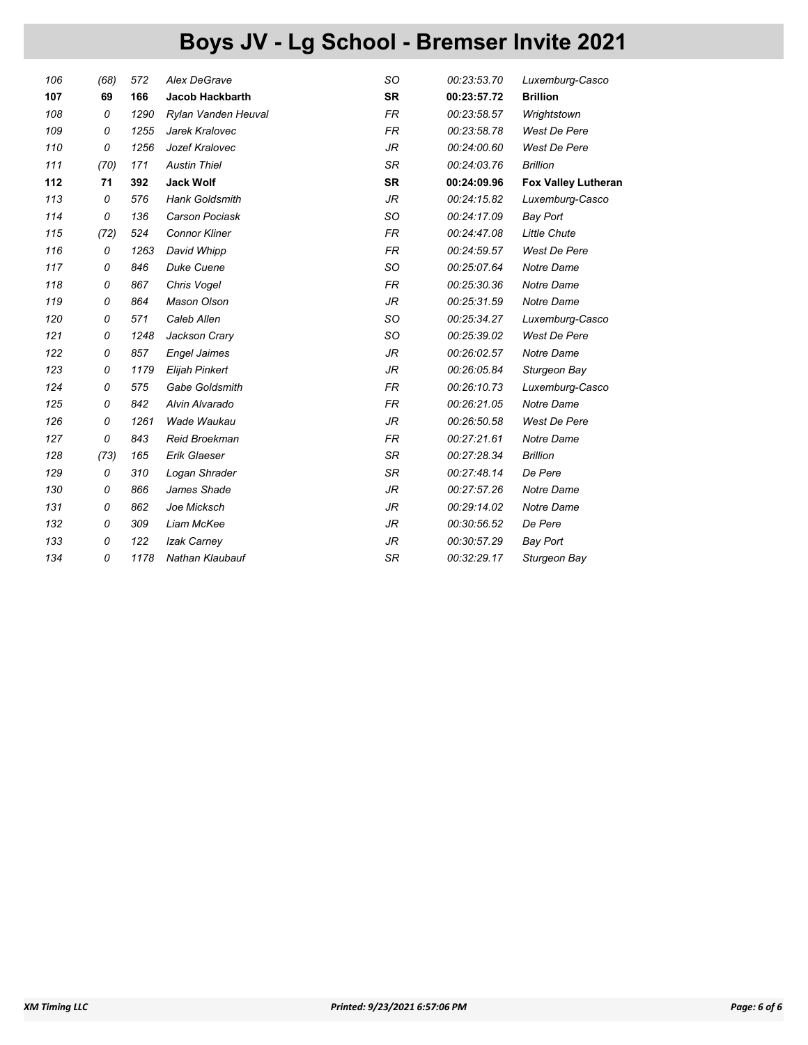# Boys JV - Lg School - Bremser Invite 2021

| | | | | | | |
|---|---|---|---|---|---|---|
| *106* | *(68)* | *572* | *Alex DeGrave* | *SO* | *00:23:53.70* | *Luxemburg-Casco* |
| **107** | **69** | **166** | **Jacob Hackbarth** | **SR** | **00:23:57.72** | **Brillion** |
| *108* | *0* | *1290* | *Rylan Vanden Heuval* | *FR* | *00:23:58.57* | *Wrightstown* |
| *109* | *0* | *1255* | *Jarek Kralovec* | *FR* | *00:23:58.78* | *West De Pere* |
| *110* | *0* | *1256* | *Jozef Kralovec* | *JR* | *00:24:00.60* | *West De Pere* |
| *111* | *(70)* | *171* | *Austin Thiel* | *SR* | *00:24:03.76* | *Brillion* |
| **112** | **71** | **392** | **Jack Wolf** | **SR** | **00:24:09.96** | **Fox Valley Lutheran** |
| *113* | *0* | *576* | *Hank Goldsmith* | *JR* | *00:24:15.82* | *Luxemburg-Casco* |
| *114* | *0* | *136* | *Carson Pociask* | *SO* | *00:24:17.09* | *Bay Port* |
| *115* | *(72)* | *524* | *Connor Kliner* | *FR* | *00:24:47.08* | *Little Chute* |
| *116* | *0* | *1263* | *David Whipp* | *FR* | *00:24:59.57* | *West De Pere* |
| *117* | *0* | *846* | *Duke Cuene* | *SO* | *00:25:07.64* | *Notre Dame* |
| *118* | *0* | *867* | *Chris Vogel* | *FR* | *00:25:30.36* | *Notre Dame* |
| *119* | *0* | *864* | *Mason Olson* | *JR* | *00:25:31.59* | *Notre Dame* |
| *120* | *0* | *571* | *Caleb Allen* | *SO* | *00:25:34.27* | *Luxemburg-Casco* |
| *121* | *0* | *1248* | *Jackson Crary* | *SO* | *00:25:39.02* | *West De Pere* |
| *122* | *0* | *857* | *Engel Jaimes* | *JR* | *00:26:02.57* | *Notre Dame* |
| *123* | *0* | *1179* | *Elijah Pinkert* | *JR* | *00:26:05.84* | *Sturgeon Bay* |
| *124* | *0* | *575* | *Gabe Goldsmith* | *FR* | *00:26:10.73* | *Luxemburg-Casco* |
| *125* | *0* | *842* | *Alvin Alvarado* | *FR* | *00:26:21.05* | *Notre Dame* |
| *126* | *0* | *1261* | *Wade Waukau* | *JR* | *00:26:50.58* | *West De Pere* |
| *127* | *0* | *843* | *Reid Broekman* | *FR* | *00:27:21.61* | *Notre Dame* |
| *128* | *(73)* | *165* | *Erik Glaeser* | *SR* | *00:27:28.34* | *Brillion* |
| *129* | *0* | *310* | *Logan Shrader* | *SR* | *00:27:48.14* | *De Pere* |
| *130* | *0* | *866* | *James Shade* | *JR* | *00:27:57.26* | *Notre Dame* |
| *131* | *0* | *862* | *Joe Micksch* | *JR* | *00:29:14.02* | *Notre Dame* |
| *132* | *0* | *309* | *Liam McKee* | *JR* | *00:30:56.52* | *De Pere* |
| *133* | *0* | *122* | *Izak Carney* | *JR* | *00:30:57.29* | *Bay Port* |
| *134* | *0* | *1178* | *Nathan Klaubauf* | *SR* | *00:32:29.17* | *Sturgeon Bay* |

*XM Timing LLC* *Printed: 9/23/2021 6:57:06 PM*